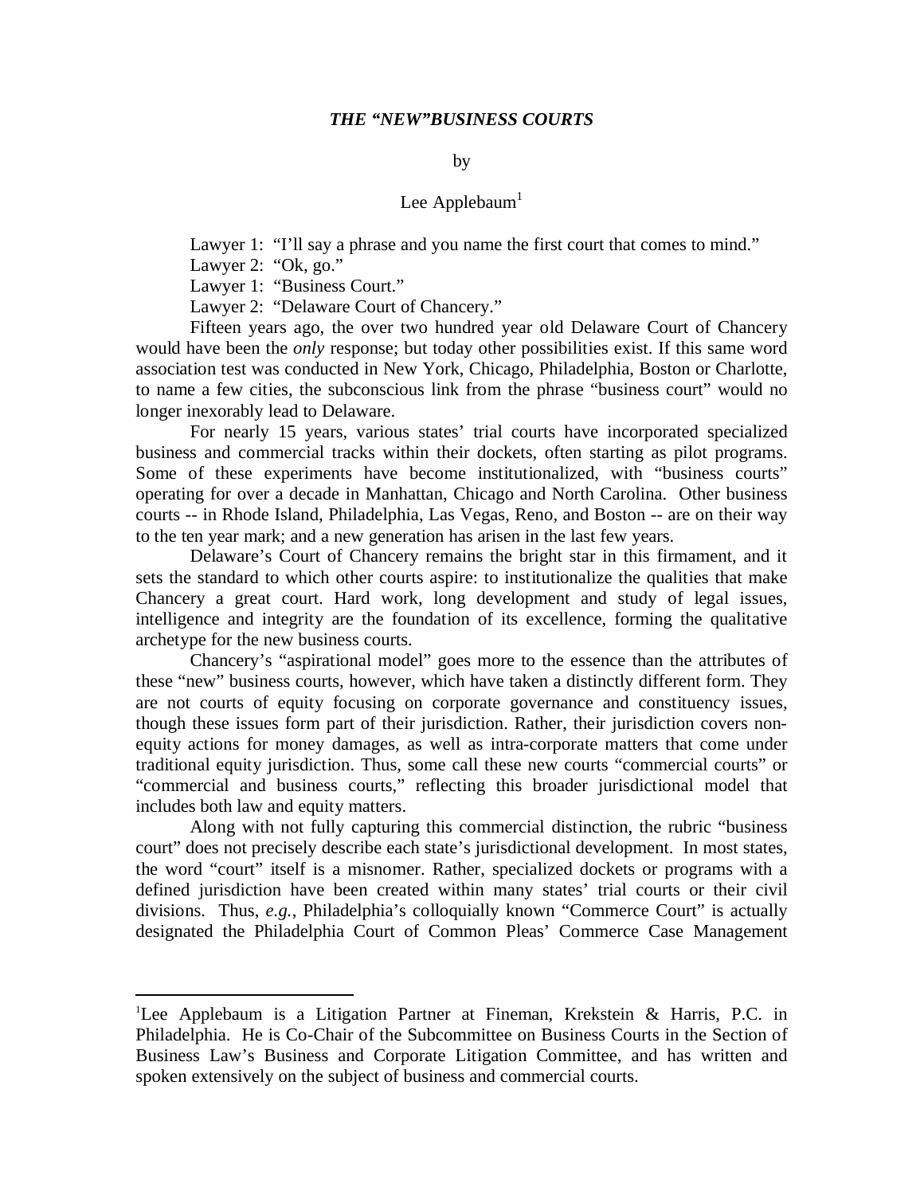# *THE "NEW"BUSINESS COURTS*

by

Lee Applebaum[1]

Lawyer 1: "I'll say a phrase and you name the first court that comes to mind."

Lawyer 2: "Ok, go."

Lawyer 1: "Business Court."

Lawyer 2: "Delaware Court of Chancery."

Fifteen years ago, the over two hundred year old Delaware Court of Chancery would have been the *only* response; but today other possibilities exist. If this same word association test was conducted in New York, Chicago, Philadelphia, Boston or Charlotte, to name a few cities, the subconscious link from the phrase "business court" would no longer inexorably lead to Delaware.

For nearly 15 years, various states' trial courts have incorporated specialized business and commercial tracks within their dockets, often starting as pilot programs. Some of these experiments have become institutionalized, with "business courts" operating for over a decade in Manhattan, Chicago and North Carolina. Other business courts -- in Rhode Island, Philadelphia, Las Vegas, Reno, and Boston -- are on their way to the ten year mark; and a new generation has arisen in the last few years.

Delaware's Court of Chancery remains the bright star in this firmament, and it sets the standard to which other courts aspire: to institutionalize the qualities that make Chancery a great court. Hard work, long development and study of legal issues, intelligence and integrity are the foundation of its excellence, forming the qualitative archetype for the new business courts.

Chancery's "aspirational model" goes more to the essence than the attributes of these "new" business courts, however, which have taken a distinctly different form. They are not courts of equity focusing on corporate governance and constituency issues, though these issues form part of their jurisdiction. Rather, their jurisdiction covers non-equity actions for money damages, as well as intra-corporate matters that come under traditional equity jurisdiction. Thus, some call these new courts "commercial courts" or "commercial and business courts," reflecting this broader jurisdictional model that includes both law and equity matters.

Along with not fully capturing this commercial distinction, the rubric "business court" does not precisely describe each state's jurisdictional development. In most states, the word "court" itself is a misnomer. Rather, specialized dockets or programs with a defined jurisdiction have been created within many states' trial courts or their civil divisions. Thus, *e.g.*, Philadelphia's colloquially known "Commerce Court" is actually designated the Philadelphia Court of Common Pleas' Commerce Case Management

---

[1]Lee Applebaum is a Litigation Partner at Fineman, Krekstein & Harris, P.C. in Philadelphia. He is Co-Chair of the Subcommittee on Business Courts in the Section of Business Law's Business and Corporate Litigation Committee, and has written and spoken extensively on the subject of business and commercial courts.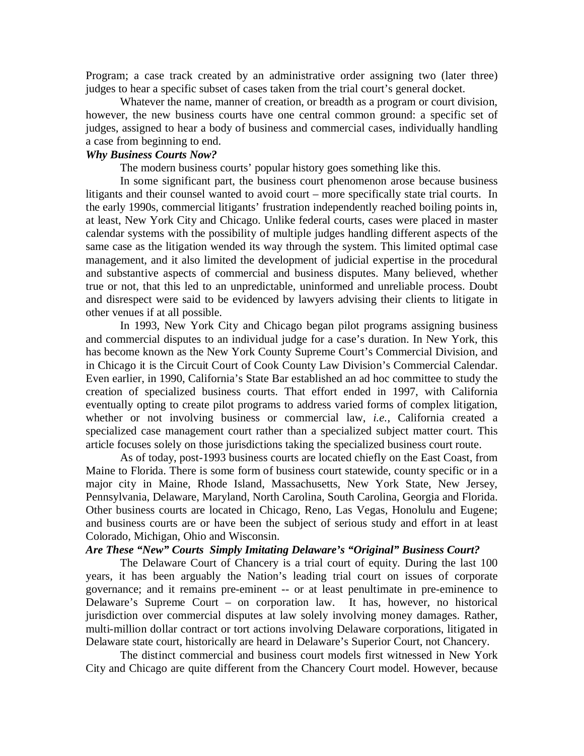Program; a case track created by an administrative order assigning two (later three) judges to hear a specific subset of cases taken from the trial court's general docket.

Whatever the name, manner of creation, or breadth as a program or court division, however, the new business courts have one central common ground: a specific set of judges, assigned to hear a body of business and commercial cases, individually handling a case from beginning to end.

***Why Business Courts Now?***

The modern business courts' popular history goes something like this.

In some significant part, the business court phenomenon arose because business litigants and their counsel wanted to avoid court – more specifically state trial courts. In the early 1990s, commercial litigants' frustration independently reached boiling points in, at least, New York City and Chicago. Unlike federal courts, cases were placed in master calendar systems with the possibility of multiple judges handling different aspects of the same case as the litigation wended its way through the system. This limited optimal case management, and it also limited the development of judicial expertise in the procedural and substantive aspects of commercial and business disputes. Many believed, whether true or not, that this led to an unpredictable, uninformed and unreliable process. Doubt and disrespect were said to be evidenced by lawyers advising their clients to litigate in other venues if at all possible.

In 1993, New York City and Chicago began pilot programs assigning business and commercial disputes to an individual judge for a case's duration. In New York, this has become known as the New York County Supreme Court's Commercial Division, and in Chicago it is the Circuit Court of Cook County Law Division's Commercial Calendar. Even earlier, in 1990, California's State Bar established an ad hoc committee to study the creation of specialized business courts. That effort ended in 1997, with California eventually opting to create pilot programs to address varied forms of complex litigation, whether or not involving business or commercial law, *i.e.*, California created a specialized case management court rather than a specialized subject matter court. This article focuses solely on those jurisdictions taking the specialized business court route.

As of today, post-1993 business courts are located chiefly on the East Coast, from Maine to Florida. There is some form of business court statewide, county specific or in a major city in Maine, Rhode Island, Massachusetts, New York State, New Jersey, Pennsylvania, Delaware, Maryland, North Carolina, South Carolina, Georgia and Florida. Other business courts are located in Chicago, Reno, Las Vegas, Honolulu and Eugene; and business courts are or have been the subject of serious study and effort in at least Colorado, Michigan, Ohio and Wisconsin.

***Are These "New" Courts Simply Imitating Delaware's "Original" Business Court?***

The Delaware Court of Chancery is a trial court of equity. During the last 100 years, it has been arguably the Nation's leading trial court on issues of corporate governance; and it remains pre-eminent -- or at least penultimate in pre-eminence to Delaware's Supreme Court – on corporation law. It has, however, no historical jurisdiction over commercial disputes at law solely involving money damages. Rather, multi-million dollar contract or tort actions involving Delaware corporations, litigated in Delaware state court, historically are heard in Delaware's Superior Court, not Chancery.

The distinct commercial and business court models first witnessed in New York City and Chicago are quite different from the Chancery Court model. However, because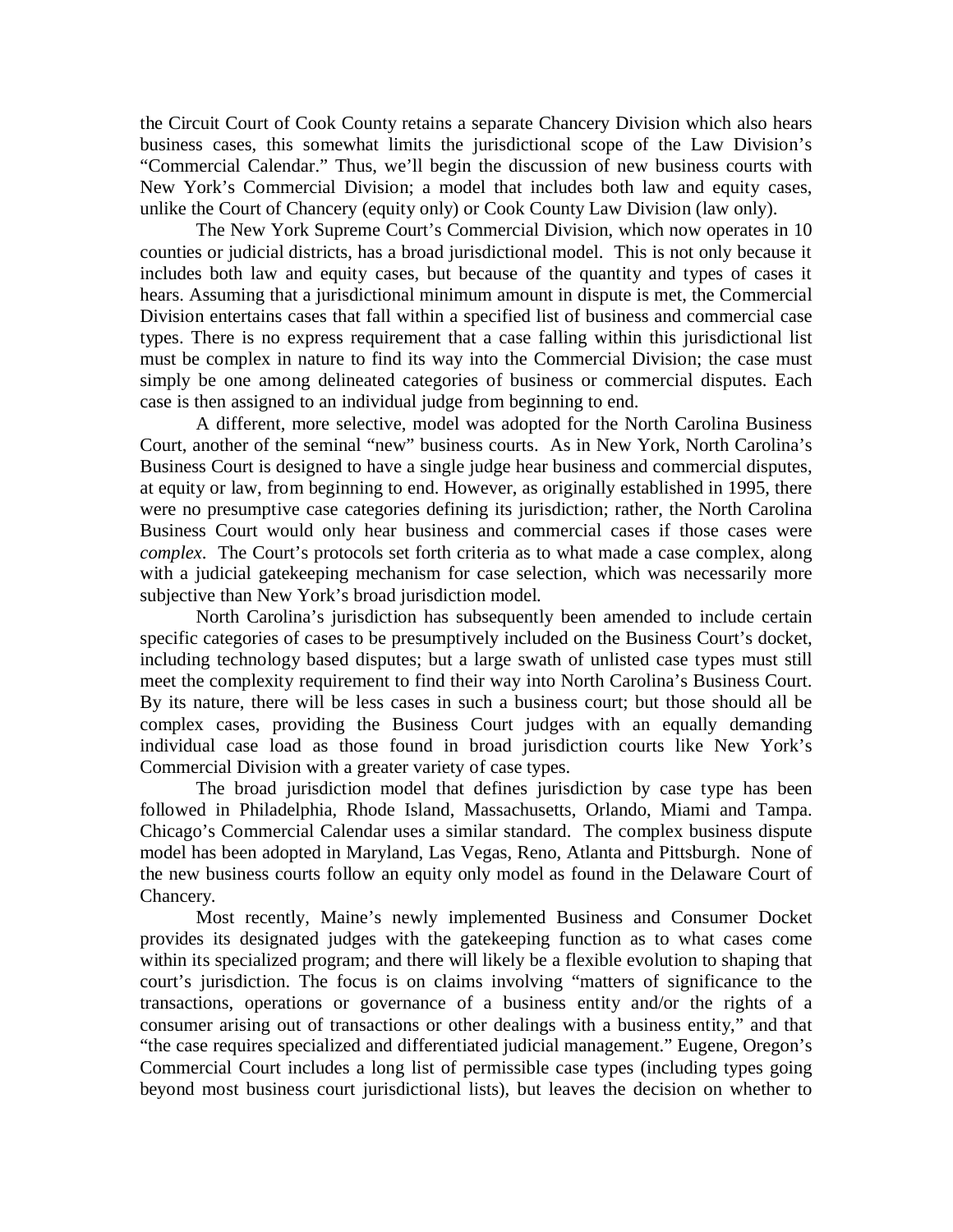the Circuit Court of Cook County retains a separate Chancery Division which also hears business cases, this somewhat limits the jurisdictional scope of the Law Division's "Commercial Calendar." Thus, we'll begin the discussion of new business courts with New York's Commercial Division; a model that includes both law and equity cases, unlike the Court of Chancery (equity only) or Cook County Law Division (law only).

The New York Supreme Court's Commercial Division, which now operates in 10 counties or judicial districts, has a broad jurisdictional model. This is not only because it includes both law and equity cases, but because of the quantity and types of cases it hears. Assuming that a jurisdictional minimum amount in dispute is met, the Commercial Division entertains cases that fall within a specified list of business and commercial case types. There is no express requirement that a case falling within this jurisdictional list must be complex in nature to find its way into the Commercial Division; the case must simply be one among delineated categories of business or commercial disputes. Each case is then assigned to an individual judge from beginning to end.

A different, more selective, model was adopted for the North Carolina Business Court, another of the seminal "new" business courts. As in New York, North Carolina's Business Court is designed to have a single judge hear business and commercial disputes, at equity or law, from beginning to end. However, as originally established in 1995, there were no presumptive case categories defining its jurisdiction; rather, the North Carolina Business Court would only hear business and commercial cases if those cases were *complex*. The Court's protocols set forth criteria as to what made a case complex, along with a judicial gatekeeping mechanism for case selection, which was necessarily more subjective than New York's broad jurisdiction model.

North Carolina's jurisdiction has subsequently been amended to include certain specific categories of cases to be presumptively included on the Business Court's docket, including technology based disputes; but a large swath of unlisted case types must still meet the complexity requirement to find their way into North Carolina's Business Court. By its nature, there will be less cases in such a business court; but those should all be complex cases, providing the Business Court judges with an equally demanding individual case load as those found in broad jurisdiction courts like New York's Commercial Division with a greater variety of case types.

The broad jurisdiction model that defines jurisdiction by case type has been followed in Philadelphia, Rhode Island, Massachusetts, Orlando, Miami and Tampa. Chicago's Commercial Calendar uses a similar standard. The complex business dispute model has been adopted in Maryland, Las Vegas, Reno, Atlanta and Pittsburgh. None of the new business courts follow an equity only model as found in the Delaware Court of Chancery.

Most recently, Maine's newly implemented Business and Consumer Docket provides its designated judges with the gatekeeping function as to what cases come within its specialized program; and there will likely be a flexible evolution to shaping that court's jurisdiction. The focus is on claims involving "matters of significance to the transactions, operations or governance of a business entity and/or the rights of a consumer arising out of transactions or other dealings with a business entity," and that "the case requires specialized and differentiated judicial management." Eugene, Oregon's Commercial Court includes a long list of permissible case types (including types going beyond most business court jurisdictional lists), but leaves the decision on whether to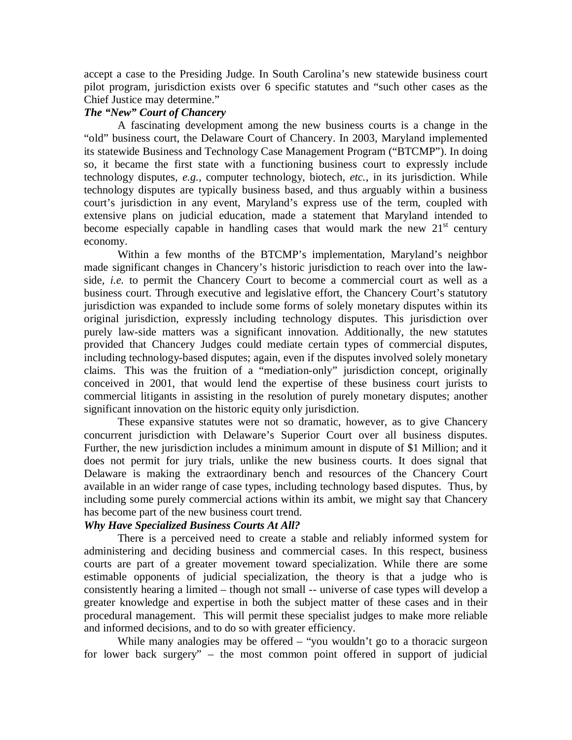accept a case to the Presiding Judge. In South Carolina's new statewide business court pilot program, jurisdiction exists over 6 specific statutes and "such other cases as the Chief Justice may determine."

### *The "New" Court of Chancery*

A fascinating development among the new business courts is a change in the "old" business court, the Delaware Court of Chancery. In 2003, Maryland implemented its statewide Business and Technology Case Management Program ("BTCMP"). In doing so, it became the first state with a functioning business court to expressly include technology disputes, *e.g.*, computer technology, biotech, *etc.*, in its jurisdiction. While technology disputes are typically business based, and thus arguably within a business court's jurisdiction in any event, Maryland's express use of the term, coupled with extensive plans on judicial education, made a statement that Maryland intended to become especially capable in handling cases that would mark the new 21st century economy.

Within a few months of the BTCMP's implementation, Maryland's neighbor made significant changes in Chancery's historic jurisdiction to reach over into the law-side, *i.e.* to permit the Chancery Court to become a commercial court as well as a business court. Through executive and legislative effort, the Chancery Court's statutory jurisdiction was expanded to include some forms of solely monetary disputes within its original jurisdiction, expressly including technology disputes. This jurisdiction over purely law-side matters was a significant innovation. Additionally, the new statutes provided that Chancery Judges could mediate certain types of commercial disputes, including technology-based disputes; again, even if the disputes involved solely monetary claims. This was the fruition of a "mediation-only" jurisdiction concept, originally conceived in 2001, that would lend the expertise of these business court jurists to commercial litigants in assisting in the resolution of purely monetary disputes; another significant innovation on the historic equity only jurisdiction.

These expansive statutes were not so dramatic, however, as to give Chancery concurrent jurisdiction with Delaware's Superior Court over all business disputes. Further, the new jurisdiction includes a minimum amount in dispute of $1 Million; and it does not permit for jury trials, unlike the new business courts. It does signal that Delaware is making the extraordinary bench and resources of the Chancery Court available in an wider range of case types, including technology based disputes. Thus, by including some purely commercial actions within its ambit, we might say that Chancery has become part of the new business court trend.

### *Why Have Specialized Business Courts At All?*

There is a perceived need to create a stable and reliably informed system for administering and deciding business and commercial cases. In this respect, business courts are part of a greater movement toward specialization. While there are some estimable opponents of judicial specialization, the theory is that a judge who is consistently hearing a limited – though not small -- universe of case types will develop a greater knowledge and expertise in both the subject matter of these cases and in their procedural management. This will permit these specialist judges to make more reliable and informed decisions, and to do so with greater efficiency.

While many analogies may be offered – "you wouldn't go to a thoracic surgeon for lower back surgery" – the most common point offered in support of judicial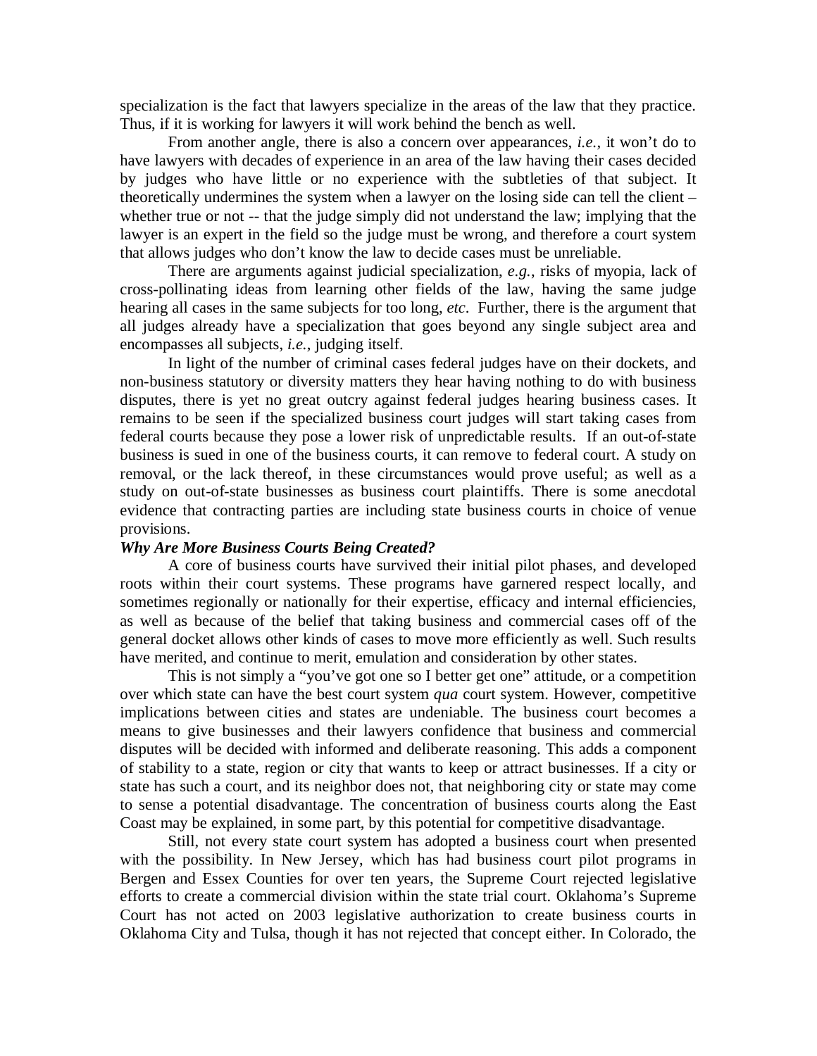specialization is the fact that lawyers specialize in the areas of the law that they practice. Thus, if it is working for lawyers it will work behind the bench as well.

From another angle, there is also a concern over appearances, *i.e.*, it won't do to have lawyers with decades of experience in an area of the law having their cases decided by judges who have little or no experience with the subtleties of that subject. It theoretically undermines the system when a lawyer on the losing side can tell the client – whether true or not -- that the judge simply did not understand the law; implying that the lawyer is an expert in the field so the judge must be wrong, and therefore a court system that allows judges who don't know the law to decide cases must be unreliable.

There are arguments against judicial specialization, *e.g.*, risks of myopia, lack of cross-pollinating ideas from learning other fields of the law, having the same judge hearing all cases in the same subjects for too long, *etc*. Further, there is the argument that all judges already have a specialization that goes beyond any single subject area and encompasses all subjects, *i.e.*, judging itself.

In light of the number of criminal cases federal judges have on their dockets, and non-business statutory or diversity matters they hear having nothing to do with business disputes, there is yet no great outcry against federal judges hearing business cases. It remains to be seen if the specialized business court judges will start taking cases from federal courts because they pose a lower risk of unpredictable results. If an out-of-state business is sued in one of the business courts, it can remove to federal court. A study on removal, or the lack thereof, in these circumstances would prove useful; as well as a study on out-of-state businesses as business court plaintiffs. There is some anecdotal evidence that contracting parties are including state business courts in choice of venue provisions.

***Why Are More Business Courts Being Created?***

A core of business courts have survived their initial pilot phases, and developed roots within their court systems. These programs have garnered respect locally, and sometimes regionally or nationally for their expertise, efficacy and internal efficiencies, as well as because of the belief that taking business and commercial cases off of the general docket allows other kinds of cases to move more efficiently as well. Such results have merited, and continue to merit, emulation and consideration by other states.

This is not simply a "you've got one so I better get one" attitude, or a competition over which state can have the best court system *qua* court system. However, competitive implications between cities and states are undeniable. The business court becomes a means to give businesses and their lawyers confidence that business and commercial disputes will be decided with informed and deliberate reasoning. This adds a component of stability to a state, region or city that wants to keep or attract businesses. If a city or state has such a court, and its neighbor does not, that neighboring city or state may come to sense a potential disadvantage. The concentration of business courts along the East Coast may be explained, in some part, by this potential for competitive disadvantage.

Still, not every state court system has adopted a business court when presented with the possibility. In New Jersey, which has had business court pilot programs in Bergen and Essex Counties for over ten years, the Supreme Court rejected legislative efforts to create a commercial division within the state trial court. Oklahoma's Supreme Court has not acted on 2003 legislative authorization to create business courts in Oklahoma City and Tulsa, though it has not rejected that concept either. In Colorado, the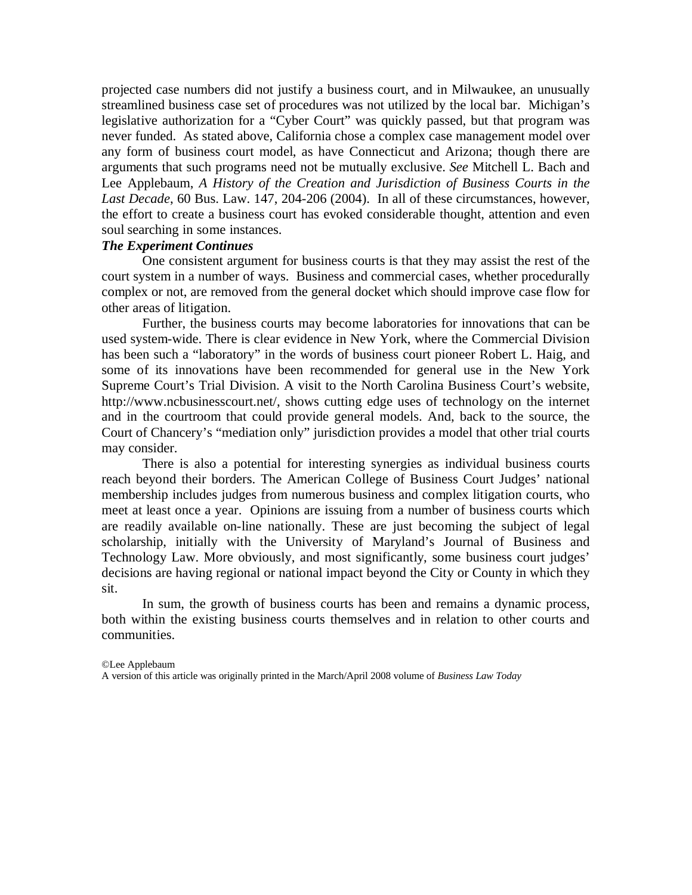projected case numbers did not justify a business court, and in Milwaukee, an unusually streamlined business case set of procedures was not utilized by the local bar. Michigan's legislative authorization for a "Cyber Court" was quickly passed, but that program was never funded. As stated above, California chose a complex case management model over any form of business court model, as have Connecticut and Arizona; though there are arguments that such programs need not be mutually exclusive. *See* Mitchell L. Bach and Lee Applebaum, *A History of the Creation and Jurisdiction of Business Courts in the Last Decade*, 60 Bus. Law. 147, 204-206 (2004). In all of these circumstances, however, the effort to create a business court has evoked considerable thought, attention and even soul searching in some instances.

***The Experiment Continues***

One consistent argument for business courts is that they may assist the rest of the court system in a number of ways. Business and commercial cases, whether procedurally complex or not, are removed from the general docket which should improve case flow for other areas of litigation.

Further, the business courts may become laboratories for innovations that can be used system-wide. There is clear evidence in New York, where the Commercial Division has been such a "laboratory" in the words of business court pioneer Robert L. Haig, and some of its innovations have been recommended for general use in the New York Supreme Court's Trial Division. A visit to the North Carolina Business Court's website, http://www.ncbusinesscourt.net/, shows cutting edge uses of technology on the internet and in the courtroom that could provide general models. And, back to the source, the Court of Chancery's "mediation only" jurisdiction provides a model that other trial courts may consider.

There is also a potential for interesting synergies as individual business courts reach beyond their borders. The American College of Business Court Judges' national membership includes judges from numerous business and complex litigation courts, who meet at least once a year. Opinions are issuing from a number of business courts which are readily available on-line nationally. These are just becoming the subject of legal scholarship, initially with the University of Maryland's Journal of Business and Technology Law. More obviously, and most significantly, some business court judges' decisions are having regional or national impact beyond the City or County in which they sit.

In sum, the growth of business courts has been and remains a dynamic process, both within the existing business courts themselves and in relation to other courts and communities.

©Lee Applebaum

A version of this article was originally printed in the March/April 2008 volume of *Business Law Today*